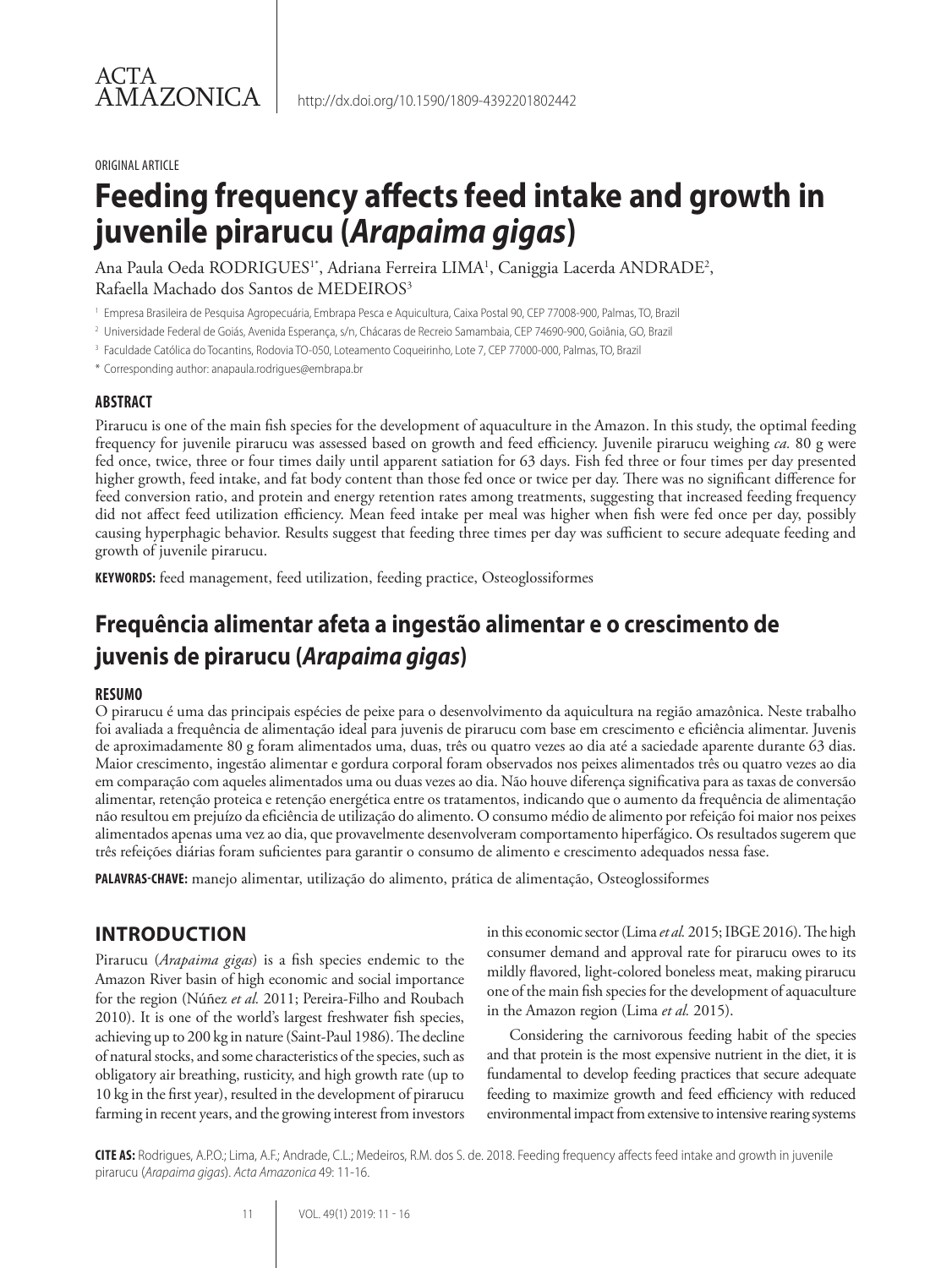ACTA AMAZONICA

http://dx.doi.org/10.1590/1809-4392201802442

ORIGINAL ARTICLE

# Feeding frequency affects feed intake and growth in juvenile pirarucu (*Arapaima gigas*)

Ana Paula Oeda RODRIGUES[1*], Adriana Ferreira LIMA[1], Caniggia Lacerda ANDRADE[2], Rafaella Machado dos Santos de MEDEIROS[3]

[1] Empresa Brasileira de Pesquisa Agropecuária, Embrapa Pesca e Aquicultura, Caixa Postal 90, CEP 77008-900, Palmas, TO, Brazil

[2] Universidade Federal de Goiás, Avenida Esperança, s/n, Chácaras de Recreio Samambaia, CEP 74690-900, Goiânia, GO, Brazil

[3] Faculdade Católica do Tocantins, Rodovia TO-050, Loteamento Coqueirinho, Lote 7, CEP 77000-000, Palmas, TO, Brazil

\* Corresponding author: anapaula.rodrigues@embrapa.br

### ABSTRACT

Pirarucu is one of the main fish species for the development of aquaculture in the Amazon. In this study, the optimal feeding frequency for juvenile pirarucu was assessed based on growth and feed efficiency. Juvenile pirarucu weighing *ca.* 80 g were fed once, twice, three or four times daily until apparent satiation for 63 days. Fish fed three or four times per day presented higher growth, feed intake, and fat body content than those fed once or twice per day. There was no significant difference for feed conversion ratio, and protein and energy retention rates among treatments, suggesting that increased feeding frequency did not affect feed utilization efficiency. Mean feed intake per meal was higher when fish were fed once per day, possibly causing hyperphagic behavior. Results suggest that feeding three times per day was sufficient to secure adequate feeding and growth of juvenile pirarucu.

**KEYWORDS:** feed management, feed utilization, feeding practice, Osteoglossiformes

## Frequência alimentar afeta a ingestão alimentar e o crescimento de juvenis de pirarucu (*Arapaima gigas*)

### RESUMO

O pirarucu é uma das principais espécies de peixe para o desenvolvimento da aquicultura na região amazônica. Neste trabalho foi avaliada a frequência de alimentação ideal para juvenis de pirarucu com base em crescimento e eficiência alimentar. Juvenis de aproximadamente 80 g foram alimentados uma, duas, três ou quatro vezes ao dia até a saciedade aparente durante 63 dias. Maior crescimento, ingestão alimentar e gordura corporal foram observados nos peixes alimentados três ou quatro vezes ao dia em comparação com aqueles alimentados uma ou duas vezes ao dia. Não houve diferença significativa para as taxas de conversão alimentar, retenção proteica e retenção energética entre os tratamentos, indicando que o aumento da frequência de alimentação não resultou em prejuízo da eficiência de utilização do alimento. O consumo médio de alimento por refeição foi maior nos peixes alimentados apenas uma vez ao dia, que provavelmente desenvolveram comportamento hiperfágico. Os resultados sugerem que três refeições diárias foram suficientes para garantir o consumo de alimento e crescimento adequados nessa fase.

**PALAVRAS-CHAVE:** manejo alimentar, utilização do alimento, prática de alimentação, Osteoglossiformes

## INTRODUCTION

Pirarucu (*Arapaima gigas*) is a fish species endemic to the Amazon River basin of high economic and social importance for the region (Núñez *et al.* 2011; Pereira-Filho and Roubach 2010). It is one of the world's largest freshwater fish species, achieving up to 200 kg in nature (Saint-Paul 1986). The decline of natural stocks, and some characteristics of the species, such as obligatory air breathing, rusticity, and high growth rate (up to 10 kg in the first year), resulted in the development of pirarucu farming in recent years, and the growing interest from investors in this economic sector (Lima *et al.* 2015; IBGE 2016). The high consumer demand and approval rate for pirarucu owes to its mildly flavored, light-colored boneless meat, making pirarucu one of the main fish species for the development of aquaculture in the Amazon region (Lima *et al.* 2015).

Considering the carnivorous feeding habit of the species and that protein is the most expensive nutrient in the diet, it is fundamental to develop feeding practices that secure adequate feeding to maximize growth and feed efficiency with reduced environmental impact from extensive to intensive rearing systems

**CITE AS:** Rodrigues, A.P.O.; Lima, A.F.; Andrade, C.L.; Medeiros, R.M. dos S. de. 2018. Feeding frequency affects feed intake and growth in juvenile pirarucu (*Arapaima gigas*). *Acta Amazonica* 49: 11-16.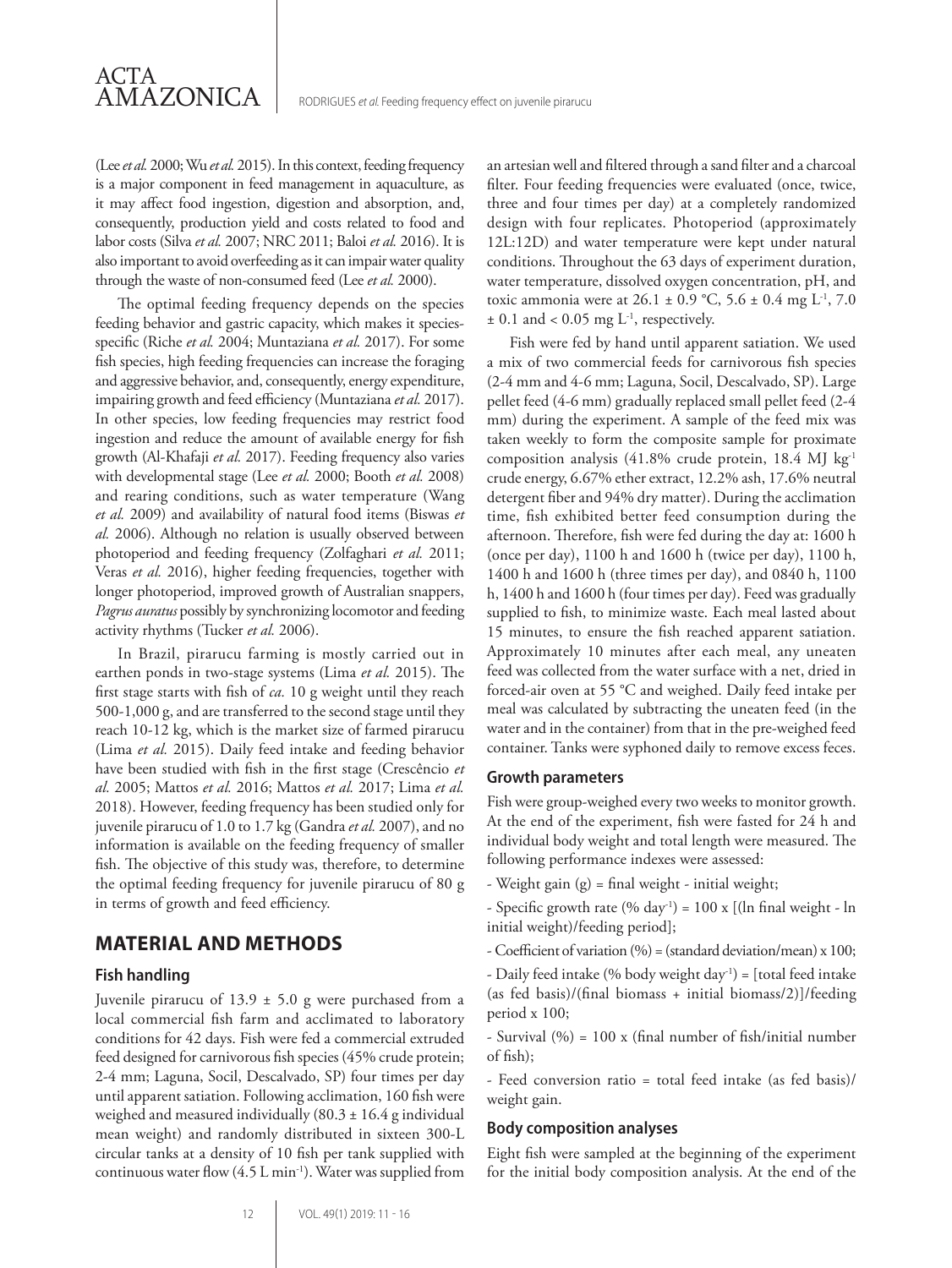(Lee *et al.* 2000; Wu *et al.* 2015). In this context, feeding frequency is a major component in feed management in aquaculture, as it may affect food ingestion, digestion and absorption, and, consequently, production yield and costs related to food and labor costs (Silva *et al.* 2007; NRC 2011; Baloi *et al.* 2016). It is also important to avoid overfeeding as it can impair water quality through the waste of non-consumed feed (Lee *et al.* 2000).

The optimal feeding frequency depends on the species feeding behavior and gastric capacity, which makes it species-specific (Riche *et al.* 2004; Muntaziana *et al.* 2017). For some fish species, high feeding frequencies can increase the foraging and aggressive behavior, and, consequently, energy expenditure, impairing growth and feed efficiency (Muntaziana *et al.* 2017). In other species, low feeding frequencies may restrict food ingestion and reduce the amount of available energy for fish growth (Al-Khafaji *et al.* 2017). Feeding frequency also varies with developmental stage (Lee *et al.* 2000; Booth *et al.* 2008) and rearing conditions, such as water temperature (Wang *et al.* 2009) and availability of natural food items (Biswas *et al.* 2006). Although no relation is usually observed between photoperiod and feeding frequency (Zolfaghari *et al.* 2011; Veras *et al.* 2016), higher feeding frequencies, together with longer photoperiod, improved growth of Australian snappers, *Pagrus auratus* possibly by synchronizing locomotor and feeding activity rhythms (Tucker *et al.* 2006).

In Brazil, pirarucu farming is mostly carried out in earthen ponds in two-stage systems (Lima *et al.* 2015). The first stage starts with fish of *ca.* 10 g weight until they reach 500-1,000 g, and are transferred to the second stage until they reach 10-12 kg, which is the market size of farmed pirarucu (Lima *et al.* 2015). Daily feed intake and feeding behavior have been studied with fish in the first stage (Crescêncio *et al.* 2005; Mattos *et al.* 2016; Mattos *et al.* 2017; Lima *et al.* 2018). However, feeding frequency has been studied only for juvenile pirarucu of 1.0 to 1.7 kg (Gandra *et al.* 2007), and no information is available on the feeding frequency of smaller fish. The objective of this study was, therefore, to determine the optimal feeding frequency for juvenile pirarucu of 80 g in terms of growth and feed efficiency.

## MATERIAL AND METHODS

### Fish handling

Juvenile pirarucu of 13.9 ± 5.0 g were purchased from a local commercial fish farm and acclimated to laboratory conditions for 42 days. Fish were fed a commercial extruded feed designed for carnivorous fish species (45% crude protein; 2-4 mm; Laguna, Socil, Descalvado, SP) four times per day until apparent satiation. Following acclimation, 160 fish were weighed and measured individually (80.3 ± 16.4 g individual mean weight) and randomly distributed in sixteen 300-L circular tanks at a density of 10 fish per tank supplied with continuous water flow (4.5 L min$^{-1}$). Water was supplied from an artesian well and filtered through a sand filter and a charcoal filter. Four feeding frequencies were evaluated (once, twice, three and four times per day) at a completely randomized design with four replicates. Photoperiod (approximately 12L:12D) and water temperature were kept under natural conditions. Throughout the 63 days of experiment duration, water temperature, dissolved oxygen concentration, pH, and toxic ammonia were at 26.1 ± 0.9 °C, 5.6 ± 0.4 mg L$^{-1}$, 7.0 ± 0.1 and < 0.05 mg L$^{-1}$, respectively.

Fish were fed by hand until apparent satiation. We used a mix of two commercial feeds for carnivorous fish species (2-4 mm and 4-6 mm; Laguna, Socil, Descalvado, SP). Large pellet feed (4-6 mm) gradually replaced small pellet feed (2-4 mm) during the experiment. A sample of the feed mix was taken weekly to form the composite sample for proximate composition analysis (41.8% crude protein, 18.4 MJ kg$^{-1}$ crude energy, 6.67% ether extract, 12.2% ash, 17.6% neutral detergent fiber and 94% dry matter). During the acclimation time, fish exhibited better feed consumption during the afternoon. Therefore, fish were fed during the day at: 1600 h (once per day), 1100 h and 1600 h (twice per day), 1100 h, 1400 h and 1600 h (three times per day), and 0840 h, 1100 h, 1400 h and 1600 h (four times per day). Feed was gradually supplied to fish, to minimize waste. Each meal lasted about 15 minutes, to ensure the fish reached apparent satiation. Approximately 10 minutes after each meal, any uneaten feed was collected from the water surface with a net, dried in forced-air oven at 55 °C and weighed. Daily feed intake per meal was calculated by subtracting the uneaten feed (in the water and in the container) from that in the pre-weighed feed container. Tanks were syphoned daily to remove excess feces.

### Growth parameters

Fish were group-weighed every two weeks to monitor growth. At the end of the experiment, fish were fasted for 24 h and individual body weight and total length were measured. The following performance indexes were assessed:

- Weight gain (g) = final weight - initial weight;
- Specific growth rate (% day$^{-1}$) = 100 x [(ln final weight - ln initial weight)/feeding period];
- Coefficient of variation (%) = (standard deviation/mean) x 100;
- Daily feed intake (% body weight day$^{-1}$) = [total feed intake (as fed basis)/(final biomass + initial biomass/2)]/feeding period x 100;
- Survival (%) = 100 x (final number of fish/initial number of fish);
- Feed conversion ratio = total feed intake (as fed basis)/ weight gain.

### Body composition analyses

Eight fish were sampled at the beginning of the experiment for the initial body composition analysis. At the end of the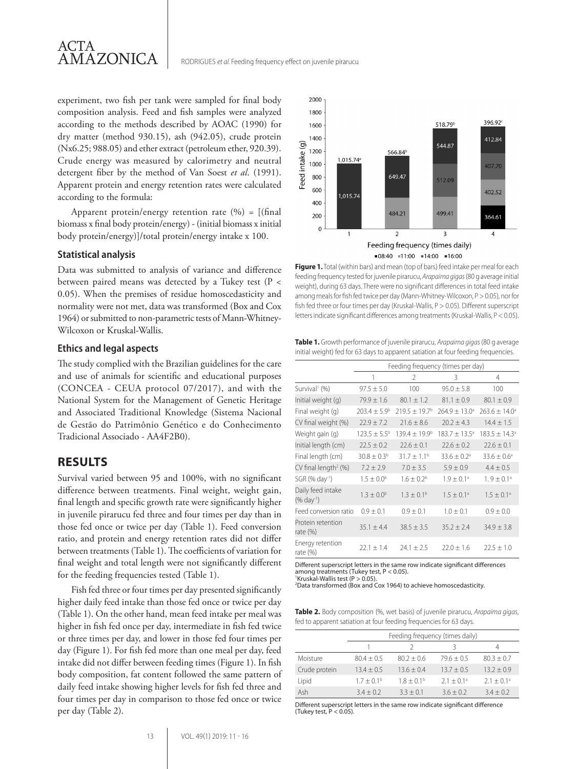experiment, two fish per tank were sampled for final body composition analysis. Feed and fish samples were analyzed according to the methods described by AOAC (1990) for dry matter (method 930.15), ash (942.05), crude protein (Nx6.25; 988.05) and ether extract (petroleum ether, 920.39). Crude energy was measured by calorimetry and neutral detergent fiber by the method of Van Soest *et al*. (1991). Apparent protein and energy retention rates were calculated according to the formula:

Apparent protein/energy retention rate (%) = [(final biomass x final body protein/energy) - (initial biomass x initial body protein/energy)]/total protein/energy intake x 100.

### Statistical analysis

Data was submitted to analysis of variance and difference between paired means was detected by a Tukey test ($P < 0.05$). When the premises of residue homoscedasticity and normality were not met, data was transformed (Box and Cox 1964) or submitted to non-parametric tests of Mann-Whitney-Wilcoxon or Kruskal-Wallis.

### Ethics and legal aspects

The study complied with the Brazilian guidelines for the care and use of animals for scientific and educational purposes (CONCEA - CEUA protocol 07/2017), and with the National System for the Management of Genetic Heritage and Associated Traditional Knowledge (Sistema Nacional de Gestão do Patrimônio Genético e do Conhecimento Tradicional Associado - AA4F2B0).

## RESULTS

Survival varied between 95 and 100%, with no significant difference between treatments. Final weight, weight gain, final length and specific growth rate were significantly higher in juvenile pirarucu fed three and four times per day than in those fed once or twice per day (Table 1). Feed conversion ratio, and protein and energy retention rates did not differ between treatments (Table 1). The coefficients of variation for final weight and total length were not significantly different for the feeding frequencies tested (Table 1).

Fish fed three or four times per day presented significantly higher daily feed intake than those fed once or twice per day (Table 1). On the other hand, mean feed intake per meal was higher in fish fed once per day, intermediate in fish fed twice or three times per day, and lower in those fed four times per day (Figure 1). For fish fed more than one meal per day, feed intake did not differ between feeding times (Figure 1). In fish body composition, fat content followed the same pattern of daily feed intake showing higher levels for fish fed three and four times per day in comparison to those fed once or twice per day (Table 2).

**Figure 1.** Total (within bars) and mean (top of bars) feed intake per meal for each feeding frequency tested for juvenile pirarucu, *Arapaima gigas* (80 g average initial weight), during 63 days. There were no significant differences in total feed intake among meals for fish fed twice per day (Mann-Whitney-Wilcoxon, $P > 0.05$), nor for fish fed three or four times per day (Kruskal-Wallis, $P > 0.05$). Different superscript letters indicate significant differences among treatments (Kruskal-Wallis, $P < 0.05$).

**Table 1.** Growth performance of juvenile pirarucu, *Arapaima gigas* (80 g average initial weight) fed for 63 days to apparent satiation at four feeding frequencies.

| | Feeding frequency (times per day) | | | |
|---|---|---|---|---|
| | 1 | 2 | 3 | 4 |
| Survival[1] (%) | 97.5 ± 5.0 | 100 | 95.0 ± 5.8 | 100 |
| Initial weight (g) | 79.9 ± 1.6 | 80.1 ± 1.2 | 81.1 ± 0.9 | 80.1 ± 0.9 |
| Final weight (g) | 203.4 ± 5.9[b] | 219.5 ± 19.7[b] | 264.9 ± 13.0[a] | 263.6 ± 14.0[a] |
| CV final weight (%) | 22.9 ± 7.2 | 21.6 ± 8.6 | 20.2 ± 4.3 | 14.4 ± 1.5 |
| Weight gain (g) | 123.5 ± 5.5[b] | 139.4 ± 19.9[b] | 183.7 ± 13.5[a] | 183.5 ± 14.3[a] |
| Initial length (cm) | 22.5 ± 0.2 | 22.6 ± 0.1 | 22.6 ± 0.2 | 22.6 ± 0.1 |
| Final length (cm) | 30.8 ± 0.3[b] | 31.7 ± 1.1[b] | 33.6 ± 0.2[a] | 33.6 ± 0.6[a] |
| CV final length[2] (%) | 7.2 ± 2.9 | 7.0 ± 3.5 | 5.9 ± 0.9 | 4.4 ± 0.5 |
| SGR (% day$^{-1}$) | 1.5 ± 0.0[b] | 1.6 ± 0.2[b] | 1.9 ± 0.1[a] | 1.9 ± 0.1[a] |
| Daily feed intake (% day$^{-1}$) | 1.3 ± 0.0[b] | 1.3 ± 0.1[b] | 1.5 ± 0.1[a] | 1.5 ± 0.1[a] |
| Feed conversion ratio | 0.9 ± 0.1 | 0.9 ± 0.1 | 1.0 ± 0.1 | 0.9 ± 0.0 |
| Protein retention rate (%) | 35.1 ± 4.4 | 38.5 ± 3.5 | 35.2 ± 2.4 | 34.9 ± 3.8 |
| Energy retention rate (%) | 22.1 ± 1.4 | 24.1 ± 2.5 | 22.0 ± 1.6 | 22.5 ± 1.0 |

Different superscript letters in the same row indicate significant differences among treatments (Tukey test, $P < 0.05$).
[1]Kruskal-Wallis test ($P > 0.05$).
[2]Data transformed (Box and Cox 1964) to achieve homoscedasticity.

**Table 2.** Body composition (%, wet basis) of juvenile pirarucu, *Arapaima gigas*, fed to apparent satiation at four feeding frequencies for 63 days.

| | Feeding frequency (times daily) | | | |
|---|---|---|---|---|
| | 1 | 2 | 3 | 4 |
| Moisture | 80.4 ± 0.5 | 80.2 ± 0.6 | 79.6 ± 0.5 | 80.3 ± 0.7 |
| Crude protein | 13.4 ± 0.5 | 13.6 ± 0.4 | 13.7 ± 0.5 | 13.2 ± 0.9 |
| Lipid | 1.7 ± 0.1[b] | 1.8 ± 0.1[b] | 2.1 ± 0.1[a] | 2.1 ± 0.1[a] |
| Ash | 3.4 ± 0.2 | 3.3 ± 0.1 | 3.6 ± 0.2 | 3.4 ± 0.2 |

Different superscript letters in the same row indicate significant difference (Tukey test, $P < 0.05$).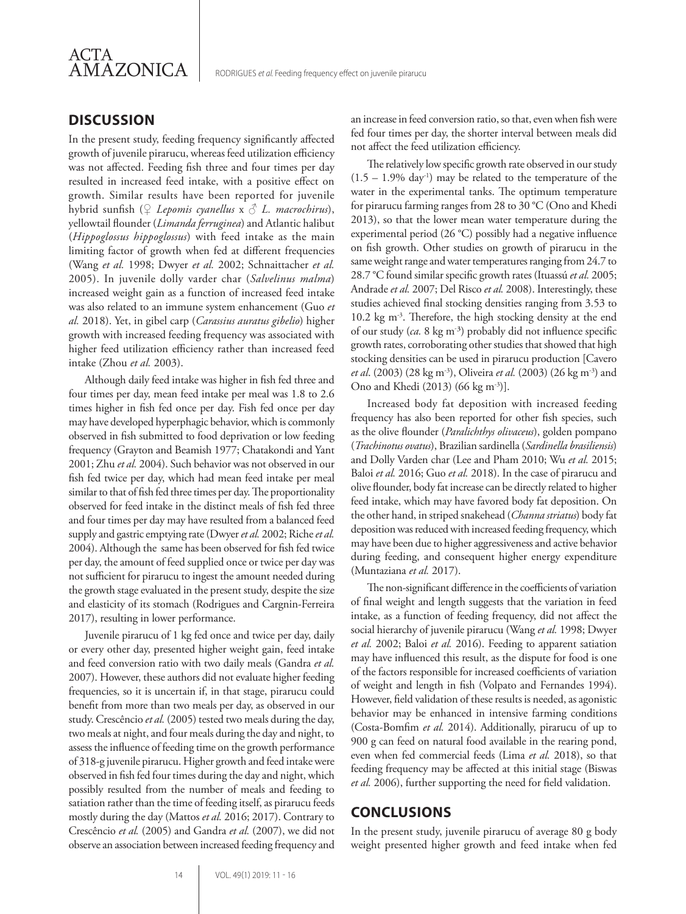## DISCUSSION

In the present study, feeding frequency significantly affected growth of juvenile pirarucu, whereas feed utilization efficiency was not affected. Feeding fish three and four times per day resulted in increased feed intake, with a positive effect on growth. Similar results have been reported for juvenile hybrid sunfish (♀ *Lepomis cyanellus* x ♂ *L. macrochirus*), yellowtail flounder (*Limanda ferruginea*) and Atlantic halibut (*Hippoglossus hippoglossus*) with feed intake as the main limiting factor of growth when fed at different frequencies (Wang *et al.* 1998; Dwyer *et al.* 2002; Schnaittacher *et al.* 2005). In juvenile dolly varder char (*Salvelinus malma*) increased weight gain as a function of increased feed intake was also related to an immune system enhancement (Guo *et al.* 2018). Yet, in gibel carp (*Carassius auratus gibelio*) higher growth with increased feeding frequency was associated with higher feed utilization efficiency rather than increased feed intake (Zhou *et al.* 2003).

Although daily feed intake was higher in fish fed three and four times per day, mean feed intake per meal was 1.8 to 2.6 times higher in fish fed once per day. Fish fed once per day may have developed hyperphagic behavior, which is commonly observed in fish submitted to food deprivation or low feeding frequency (Grayton and Beamish 1977; Chatakondi and Yant 2001; Zhu *et al.* 2004). Such behavior was not observed in our fish fed twice per day, which had mean feed intake per meal similar to that of fish fed three times per day. The proportionality observed for feed intake in the distinct meals of fish fed three and four times per day may have resulted from a balanced feed supply and gastric emptying rate (Dwyer *et al.* 2002; Riche *et al.* 2004). Although the same has been observed for fish fed twice per day, the amount of feed supplied once or twice per day was not sufficient for pirarucu to ingest the amount needed during the growth stage evaluated in the present study, despite the size and elasticity of its stomach (Rodrigues and Cargnin-Ferreira 2017), resulting in lower performance.

Juvenile pirarucu of 1 kg fed once and twice per day, daily or every other day, presented higher weight gain, feed intake and feed conversion ratio with two daily meals (Gandra *et al.* 2007). However, these authors did not evaluate higher feeding frequencies, so it is uncertain if, in that stage, pirarucu could benefit from more than two meals per day, as observed in our study. Crescêncio *et al.* (2005) tested two meals during the day, two meals at night, and four meals during the day and night, to assess the influence of feeding time on the growth performance of 318-g juvenile pirarucu. Higher growth and feed intake were observed in fish fed four times during the day and night, which possibly resulted from the number of meals and feeding to satiation rather than the time of feeding itself, as pirarucu feeds mostly during the day (Mattos *et al.* 2016; 2017). Contrary to Crescêncio *et al.* (2005) and Gandra *et al.* (2007), we did not observe an association between increased feeding frequency and an increase in feed conversion ratio, so that, even when fish were fed four times per day, the shorter interval between meals did not affect the feed utilization efficiency.

The relatively low specific growth rate observed in our study ($1.5 - 1.9\%$ day$^{-1}$) may be related to the temperature of the water in the experimental tanks. The optimum temperature for pirarucu farming ranges from 28 to 30 °C (Ono and Khedi 2013), so that the lower mean water temperature during the experimental period (26 °C) possibly had a negative influence on fish growth. Other studies on growth of pirarucu in the same weight range and water temperatures ranging from 24.7 to 28.7 °C found similar specific growth rates (Ituassú *et al.* 2005; Andrade *et al.* 2007; Del Risco *et al.* 2008). Interestingly, these studies achieved final stocking densities ranging from 3.53 to 10.2 kg m$^{-3}$. Therefore, the high stocking density at the end of our study (*ca.* 8 kg m$^{-3}$) probably did not influence specific growth rates, corroborating other studies that showed that high stocking densities can be used in pirarucu production [Cavero *et al*. (2003) (28 kg m$^{-3}$), Oliveira *et al.* (2003) (26 kg m$^{-3}$) and Ono and Khedi (2013) (66 kg m$^{-3}$)].

Increased body fat deposition with increased feeding frequency has also been reported for other fish species, such as the olive flounder (*Paralichthys olivaceus*), golden pompano (*Trachinotus ovatus*), Brazilian sardinella (*Sardinella brasiliensis*) and Dolly Varden char (Lee and Pham 2010; Wu *et al.* 2015; Baloi *et al.* 2016; Guo *et al.* 2018). In the case of pirarucu and olive flounder, body fat increase can be directly related to higher feed intake, which may have favored body fat deposition. On the other hand, in striped snakehead (*Channa striatus*) body fat deposition was reduced with increased feeding frequency, which may have been due to higher aggressiveness and active behavior during feeding, and consequent higher energy expenditure (Muntaziana *et al.* 2017).

The non-significant difference in the coefficients of variation of final weight and length suggests that the variation in feed intake, as a function of feeding frequency, did not affect the social hierarchy of juvenile pirarucu (Wang *et al.* 1998; Dwyer *et al.* 2002; Baloi *et al.* 2016). Feeding to apparent satiation may have influenced this result, as the dispute for food is one of the factors responsible for increased coefficients of variation of weight and length in fish (Volpato and Fernandes 1994). However, field validation of these results is needed, as agonistic behavior may be enhanced in intensive farming conditions (Costa-Bomfim *et al.* 2014). Additionally, pirarucu of up to 900 g can feed on natural food available in the rearing pond, even when fed commercial feeds (Lima *et al.* 2018), so that feeding frequency may be affected at this initial stage (Biswas *et al.* 2006), further supporting the need for field validation.

## CONCLUSIONS

In the present study, juvenile pirarucu of average 80 g body weight presented higher growth and feed intake when fed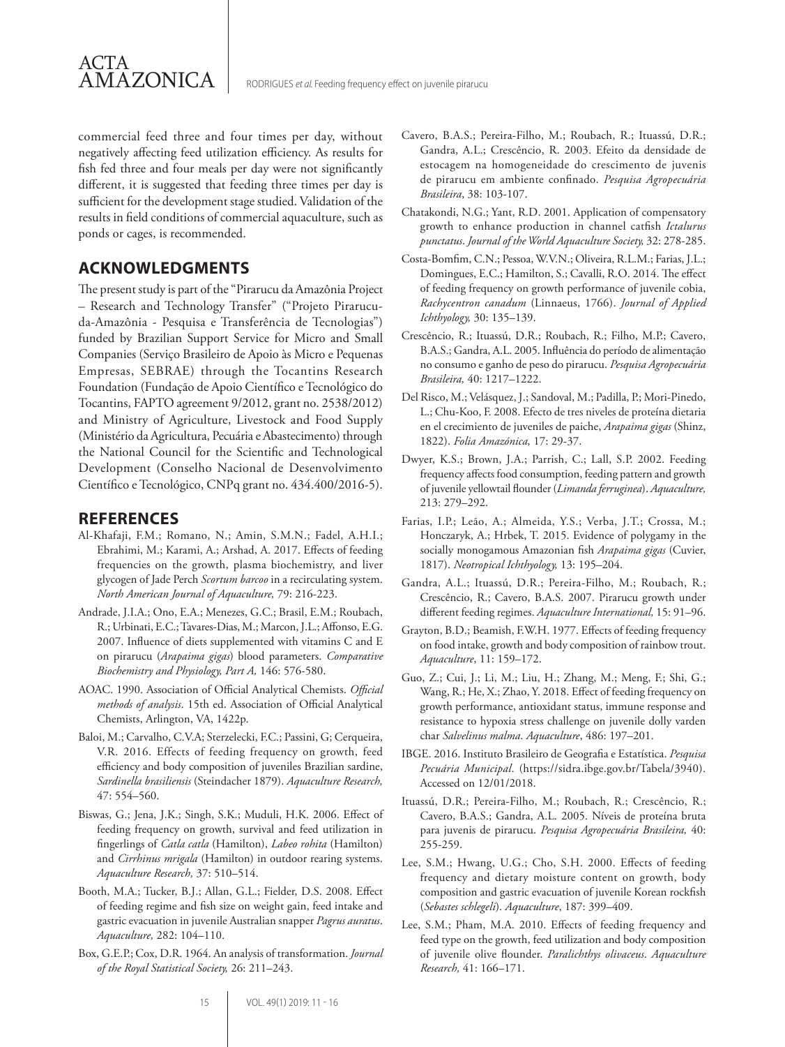commercial feed three and four times per day, without negatively affecting feed utilization efficiency. As results for fish fed three and four meals per day were not significantly different, it is suggested that feeding three times per day is sufficient for the development stage studied. Validation of the results in field conditions of commercial aquaculture, such as ponds or cages, is recommended.

## ACKNOWLEDGMENTS

The present study is part of the "Pirarucu da Amazônia Project – Research and Technology Transfer" ("Projeto Pirarucu-da-Amazônia - Pesquisa e Transferência de Tecnologias") funded by Brazilian Support Service for Micro and Small Companies (Serviço Brasileiro de Apoio às Micro e Pequenas Empresas, SEBRAE) through the Tocantins Research Foundation (Fundação de Apoio Científico e Tecnológico do Tocantins, FAPTO agreement 9/2012, grant no. 2538/2012) and Ministry of Agriculture, Livestock and Food Supply (Ministério da Agricultura, Pecuária e Abastecimento) through the National Council for the Scientific and Technological Development (Conselho Nacional de Desenvolvimento Científico e Tecnológico, CNPq grant no. 434.400/2016-5).

## REFERENCES

Al-Khafaji, F.M.; Romano, N.; Amin, S.M.N.; Fadel, A.H.I.; Ebrahimi, M.; Karami, A.; Arshad, A. 2017. Effects of feeding frequencies on the growth, plasma biochemistry, and liver glycogen of Jade Perch *Scortum barcoo* in a recirculating system. *North American Journal of Aquaculture,* 79: 216-223.

Andrade, J.I.A.; Ono, E.A.; Menezes, G.C.; Brasil, E.M.; Roubach, R.; Urbinati, E.C.; Tavares-Dias, M.; Marcon, J.L.; Affonso, E.G. 2007. Influence of diets supplemented with vitamins C and E on pirarucu (*Arapaima gigas*) blood parameters. *Comparative Biochemistry and Physiology, Part A,* 146: 576-580.

AOAC. 1990. Association of Official Analytical Chemists. *Official methods of analysis*. 15th ed. Association of Official Analytical Chemists, Arlington, VA, 1422p.

Baloi, M.; Carvalho, C.V.A; Sterzelecki, F.C.; Passini, G; Cerqueira, V.R. 2016. Effects of feeding frequency on growth, feed efficiency and body composition of juveniles Brazilian sardine, *Sardinella brasiliensis* (Steindacher 1879). *Aquaculture Research,* 47: 554–560.

Biswas, G.; Jena, J.K.; Singh, S.K.; Muduli, H.K. 2006. Effect of feeding frequency on growth, survival and feed utilization in fingerlings of *Catla catla* (Hamilton), *Labeo rohita* (Hamilton) and *Cirrhinus mrigala* (Hamilton) in outdoor rearing systems. *Aquaculture Research,* 37: 510–514.

Booth, M.A.; Tucker, B.J.; Allan, G.L.; Fielder, D.S. 2008. Effect of feeding regime and fish size on weight gain, feed intake and gastric evacuation in juvenile Australian snapper *Pagrus auratus*. *Aquaculture,* 282: 104–110.

Box, G.E.P.; Cox, D.R. 1964. An analysis of transformation. *Journal of the Royal Statistical Society,* 26: 211–243.

Cavero, B.A.S.; Pereira-Filho, M.; Roubach, R.; Ituassú, D.R.; Gandra, A.L.; Crescêncio, R. 2003. Efeito da densidade de estocagem na homogeneidade do crescimento de juvenis de pirarucu em ambiente confinado. *Pesquisa Agropecuária Brasileira*, 38: 103-107.

Chatakondi, N.G.; Yant, R.D. 2001. Application of compensatory growth to enhance production in channel catfish *Ictalurus punctatus*. *Journal of the World Aquaculture Society,* 32: 278-285.

Costa-Bomfim, C.N.; Pessoa, W.V.N.; Oliveira, R.L.M.; Farias, J.L.; Domingues, E.C.; Hamilton, S.; Cavalli, R.O. 2014. The effect of feeding frequency on growth performance of juvenile cobia, *Rachycentron canadum* (Linnaeus, 1766). *Journal of Applied Ichthyology,* 30: 135–139.

Crescêncio, R.; Ituassú, D.R.; Roubach, R.; Filho, M.P.; Cavero, B.A.S.; Gandra, A.L. 2005. Influência do período de alimentação no consumo e ganho de peso do pirarucu. *Pesquisa Agropecuária Brasileira,* 40: 1217–1222.

Del Risco, M.; Velásquez, J.; Sandoval, M.; Padilla, P.; Mori-Pinedo, L.; Chu-Koo, F. 2008. Efecto de tres niveles de proteína dietaria en el crecimiento de juveniles de paiche, *Arapaima gigas* (Shinz, 1822). *Folia Amazónica,* 17: 29-37.

Dwyer, K.S.; Brown, J.A.; Parrish, C.; Lall, S.P. 2002. Feeding frequency affects food consumption, feeding pattern and growth of juvenile yellowtail flounder (*Limanda ferruginea*). *Aquaculture,* 213: 279–292.

Farias, I.P.; Leão, A.; Almeida, Y.S.; Verba, J.T.; Crossa, M.; Honczaryk, A.; Hrbek, T. 2015. Evidence of polygamy in the socially monogamous Amazonian fish *Arapaima gigas* (Cuvier, 1817). *Neotropical Ichthyology,* 13: 195–204.

Gandra, A.L.; Ituassú, D.R.; Pereira-Filho, M.; Roubach, R.; Crescêncio, R.; Cavero, B.A.S. 2007. Pirarucu growth under different feeding regimes. *Aquaculture International,* 15: 91–96.

Grayton, B.D.; Beamish, F.W.H. 1977. Effects of feeding frequency on food intake, growth and body composition of rainbow trout. *Aquaculture*, 11: 159–172.

Guo, Z.; Cui, J.; Li, M.; Liu, H.; Zhang, M.; Meng, F.; Shi, G.; Wang, R.; He, X.; Zhao, Y. 2018. Effect of feeding frequency on growth performance, antioxidant status, immune response and resistance to hypoxia stress challenge on juvenile dolly varden char *Salvelinus malma*. *Aquaculture*, 486: 197–201.

IBGE. 2016. Instituto Brasileiro de Geografia e Estatística. *Pesquisa Pecuária Municipal*. (https://sidra.ibge.gov.br/Tabela/3940). Accessed on 12/01/2018.

Ituassú, D.R.; Pereira-Filho, M.; Roubach, R.; Crescêncio, R.; Cavero, B.A.S.; Gandra, A.L. 2005. Níveis de proteína bruta para juvenis de pirarucu. *Pesquisa Agropecuária Brasileira,* 40: 255-259.

Lee, S.M.; Hwang, U.G.; Cho, S.H. 2000. Effects of feeding frequency and dietary moisture content on growth, body composition and gastric evacuation of juvenile Korean rockfish (*Sebastes schlegeli*). *Aquaculture*, 187: 399–409.

Lee, S.M.; Pham, M.A. 2010. Effects of feeding frequency and feed type on the growth, feed utilization and body composition of juvenile olive flounder. *Paralichthys olivaceus*. *Aquaculture Research,* 41: 166–171.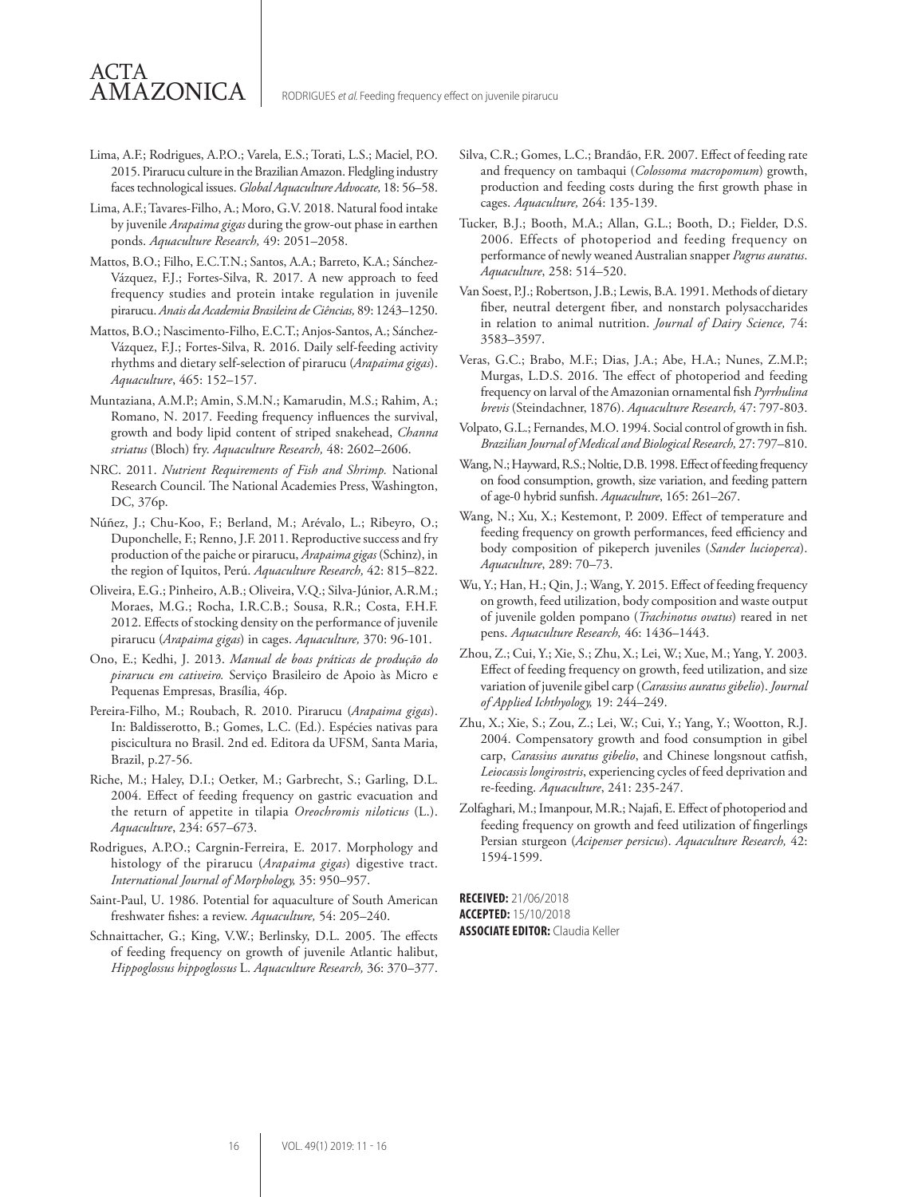Lima, A.F.; Rodrigues, A.P.O.; Varela, E.S.; Torati, L.S.; Maciel, P.O. 2015. Pirarucu culture in the Brazilian Amazon. Fledgling industry faces technological issues. *Global Aquaculture Advocate,* 18: 56–58.

Lima, A.F.; Tavares-Filho, A.; Moro, G.V. 2018. Natural food intake by juvenile *Arapaima gigas* during the grow-out phase in earthen ponds. *Aquaculture Research,* 49: 2051–2058.

Mattos, B.O.; Filho, E.C.T.N.; Santos, A.A.; Barreto, K.A.; Sánchez-Vázquez, F.J.; Fortes-Silva, R. 2017. A new approach to feed frequency studies and protein intake regulation in juvenile pirarucu. *Anais da Academia Brasileira de Ciências,* 89: 1243–1250.

Mattos, B.O.; Nascimento-Filho, E.C.T.; Anjos-Santos, A.; Sánchez-Vázquez, F.J.; Fortes-Silva, R. 2016. Daily self-feeding activity rhythms and dietary self-selection of pirarucu (*Arapaima gigas*). *Aquaculture*, 465: 152–157.

Muntaziana, A.M.P.; Amin, S.M.N.; Kamarudin, M.S.; Rahim, A.; Romano, N. 2017. Feeding frequency influences the survival, growth and body lipid content of striped snakehead, *Channa striatus* (Bloch) fry. *Aquaculture Research,* 48: 2602–2606.

NRC. 2011. *Nutrient Requirements of Fish and Shrimp.* National Research Council. The National Academies Press, Washington, DC, 376p.

Núñez, J.; Chu-Koo, F.; Berland, M.; Arévalo, L.; Ribeyro, O.; Duponchelle, F.; Renno, J.F. 2011. Reproductive success and fry production of the paiche or pirarucu, *Arapaima gigas* (Schinz), in the region of Iquitos, Perú. *Aquaculture Research,* 42: 815–822.

Oliveira, E.G.; Pinheiro, A.B.; Oliveira, V.Q.; Silva-Júnior, A.R.M.; Moraes, M.G.; Rocha, I.R.C.B.; Sousa, R.R.; Costa, F.H.F. 2012. Effects of stocking density on the performance of juvenile pirarucu (*Arapaima gigas*) in cages. *Aquaculture,* 370: 96-101.

Ono, E.; Kedhi, J. 2013. *Manual de boas práticas de produção do pirarucu em cativeiro.* Serviço Brasileiro de Apoio às Micro e Pequenas Empresas, Brasília, 46p.

Pereira-Filho, M.; Roubach, R. 2010. Pirarucu (*Arapaima gigas*). In: Baldisserotto, B.; Gomes, L.C. (Ed.). Espécies nativas para piscicultura no Brasil. 2nd ed. Editora da UFSM, Santa Maria, Brazil, p.27-56.

Riche, M.; Haley, D.I.; Oetker, M.; Garbrecht, S.; Garling, D.L. 2004. Effect of feeding frequency on gastric evacuation and the return of appetite in tilapia *Oreochromis niloticus* (L.). *Aquaculture*, 234: 657–673.

Rodrigues, A.P.O.; Cargnin-Ferreira, E. 2017. Morphology and histology of the pirarucu (*Arapaima gigas*) digestive tract. *International Journal of Morphology,* 35: 950–957.

Saint-Paul, U. 1986. Potential for aquaculture of South American freshwater fishes: a review. *Aquaculture,* 54: 205–240.

Schnaittacher, G.; King, V.W.; Berlinsky, D.L. 2005. The effects of feeding frequency on growth of juvenile Atlantic halibut, *Hippoglossus hippoglossus* L. *Aquaculture Research,* 36: 370–377.

Silva, C.R.; Gomes, L.C.; Brandão, F.R. 2007. Effect of feeding rate and frequency on tambaqui (*Colossoma macropomum*) growth, production and feeding costs during the first growth phase in cages. *Aquaculture,* 264: 135-139.

Tucker, B.J.; Booth, M.A.; Allan, G.L.; Booth, D.; Fielder, D.S. 2006. Effects of photoperiod and feeding frequency on performance of newly weaned Australian snapper *Pagrus auratus*. *Aquaculture*, 258: 514–520.

Van Soest, P.J.; Robertson, J.B.; Lewis, B.A. 1991. Methods of dietary fiber, neutral detergent fiber, and nonstarch polysaccharides in relation to animal nutrition. *Journal of Dairy Science,* 74: 3583–3597.

Veras, G.C.; Brabo, M.F.; Dias, J.A.; Abe, H.A.; Nunes, Z.M.P.; Murgas, L.D.S. 2016. The effect of photoperiod and feeding frequency on larval of the Amazonian ornamental fish *Pyrrhulina brevis* (Steindachner, 1876). *Aquaculture Research,* 47: 797-803.

Volpato, G.L.; Fernandes, M.O. 1994. Social control of growth in fish. *Brazilian Journal of Medical and Biological Research,* 27: 797–810.

Wang, N.; Hayward, R.S.; Noltie, D.B. 1998. Effect of feeding frequency on food consumption, growth, size variation, and feeding pattern of age-0 hybrid sunfish. *Aquaculture*, 165: 261–267.

Wang, N.; Xu, X.; Kestemont, P. 2009. Effect of temperature and feeding frequency on growth performances, feed efficiency and body composition of pikeperch juveniles (*Sander lucioperca*). *Aquaculture*, 289: 70–73.

Wu, Y.; Han, H.; Qin, J.; Wang, Y. 2015. Effect of feeding frequency on growth, feed utilization, body composition and waste output of juvenile golden pompano (*Trachinotus ovatus*) reared in net pens. *Aquaculture Research,* 46: 1436–1443.

Zhou, Z.; Cui, Y.; Xie, S.; Zhu, X.; Lei, W.; Xue, M.; Yang, Y. 2003. Effect of feeding frequency on growth, feed utilization, and size variation of juvenile gibel carp (*Carassius auratus gibelio*). *Journal of Applied Ichthyology,* 19: 244–249.

Zhu, X.; Xie, S.; Zou, Z.; Lei, W.; Cui, Y.; Yang, Y.; Wootton, R.J. 2004. Compensatory growth and food consumption in gibel carp, *Carassius auratus gibelio*, and Chinese longsnout catfish, *Leiocassis longirostris*, experiencing cycles of feed deprivation and re-feeding. *Aquaculture*, 241: 235-247.

Zolfaghari, M.; Imanpour, M.R.; Najafi, E. Effect of photoperiod and feeding frequency on growth and feed utilization of fingerlings Persian sturgeon (*Acipenser persicus*). *Aquaculture Research,* 42: 1594-1599.

**RECEIVED:** 21/06/2018
**ACCEPTED:** 15/10/2018
**ASSOCIATE EDITOR:** Claudia Keller